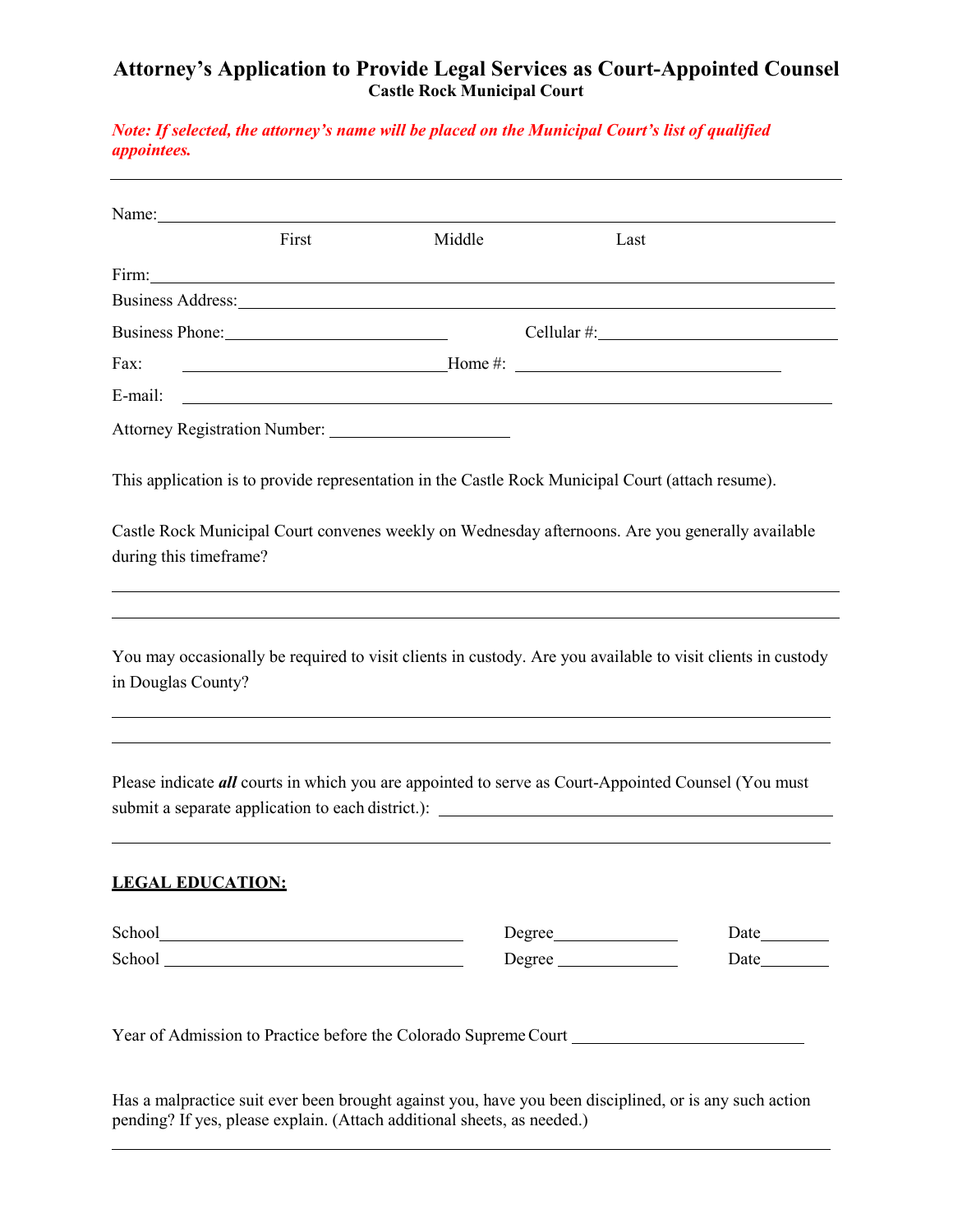# Attorney's Application to Provide Legal Services as Court-Appointed Counsel

**Castle Rock Municipal Court**

***Note: If selected, the attorney's name will be placed on the Municipal Court's list of qualified appointees.***

---

Name: ______________________________________________

First Middle Last

Firm: ______________________________________________

Business Address: ______________________________________________

Business Phone: ____________________ Cellular #: ____________________

Fax: ____________________ Home #: ____________________

E-mail: ______________________________________________

Attorney Registration Number: ____________________

This application is to provide representation in the Castle Rock Municipal Court (attach resume).

Castle Rock Municipal Court convenes weekly on Wednesday afternoons. Are you generally available during this timeframe?

______________________________________________

______________________________________________

You may occasionally be required to visit clients in custody. Are you available to visit clients in custody in Douglas County?

______________________________________________

______________________________________________

Please indicate ***all*** courts in which you are appointed to serve as Court-Appointed Counsel (You must submit a separate application to each district.): ______________________________________________

______________________________________________

**LEGAL EDUCATION:**

School ____________________ Degree ____________ Date ________

School ____________________ Degree ____________ Date ________

Year of Admission to Practice before the Colorado Supreme Court ____________________

Has a malpractice suit ever been brought against you, have you been disciplined, or is any such action pending? If yes, please explain. (Attach additional sheets, as needed.)

______________________________________________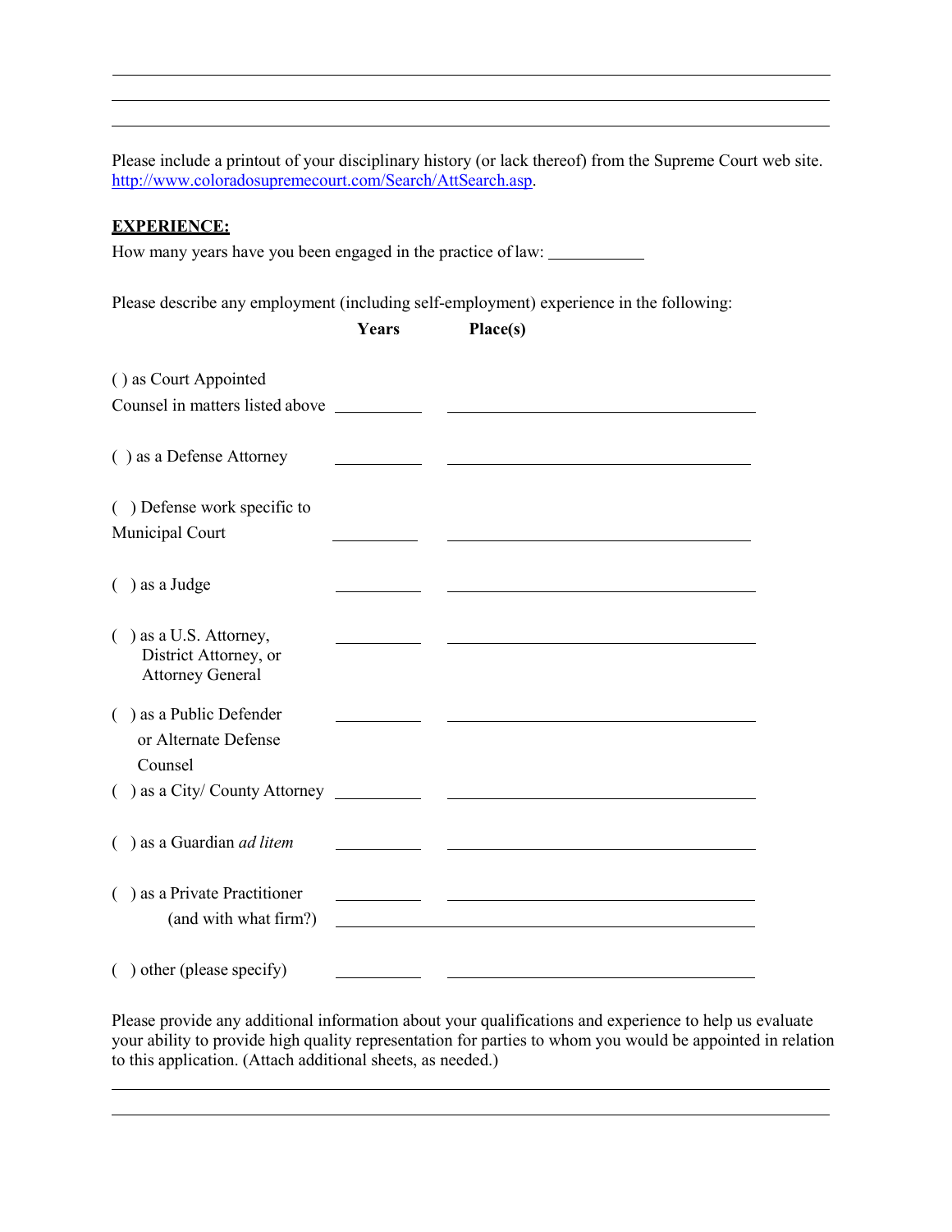\_\_\_\_\_\_\_\_\_\_\_\_\_\_\_\_\_\_\_\_\_\_\_\_\_\_\_\_\_\_\_\_\_\_\_\_\_\_\_\_\_\_\_\_\_\_\_\_\_\_\_\_\_\_\_\_\_\_\_\_\_\_\_\_\_\_\_\_\_\_

\_\_\_\_\_\_\_\_\_\_\_\_\_\_\_\_\_\_\_\_\_\_\_\_\_\_\_\_\_\_\_\_\_\_\_\_\_\_\_\_\_\_\_\_\_\_\_\_\_\_\_\_\_\_\_\_\_\_\_\_\_\_\_\_\_\_\_\_\_\_

\_\_\_\_\_\_\_\_\_\_\_\_\_\_\_\_\_\_\_\_\_\_\_\_\_\_\_\_\_\_\_\_\_\_\_\_\_\_\_\_\_\_\_\_\_\_\_\_\_\_\_\_\_\_\_\_\_\_\_\_\_\_\_\_\_\_\_\_\_\_

Please include a printout of your disciplinary history (or lack thereof) from the Supreme Court web site. http://www.coloradosupremecourt.com/Search/AttSearch.asp.

**EXPERIENCE:**

How many years have you been engaged in the practice of law: \_\_\_\_\_\_\_\_\_\_\_\_

Please describe any employment (including self-employment) experience in the following:

| | **Years** | **Place(s)** |
|---|---|---|
| ( ) as Court Appointed Counsel in matters listed above | \_\_\_\_\_\_\_\_\_\_ | \_\_\_\_\_\_\_\_\_\_\_\_\_\_\_\_\_\_\_\_\_\_\_\_\_\_\_\_\_\_\_\_ |
| ( ) as a Defense Attorney | \_\_\_\_\_\_\_\_\_\_ | \_\_\_\_\_\_\_\_\_\_\_\_\_\_\_\_\_\_\_\_\_\_\_\_\_\_\_\_\_\_\_\_ |
| ( ) Defense work specific to Municipal Court | \_\_\_\_\_\_\_\_\_\_ | \_\_\_\_\_\_\_\_\_\_\_\_\_\_\_\_\_\_\_\_\_\_\_\_\_\_\_\_\_\_\_\_ |
| ( ) as a Judge | \_\_\_\_\_\_\_\_\_\_ | \_\_\_\_\_\_\_\_\_\_\_\_\_\_\_\_\_\_\_\_\_\_\_\_\_\_\_\_\_\_\_\_ |
| ( ) as a U.S. Attorney, District Attorney, or Attorney General | \_\_\_\_\_\_\_\_\_\_ | \_\_\_\_\_\_\_\_\_\_\_\_\_\_\_\_\_\_\_\_\_\_\_\_\_\_\_\_\_\_\_\_ |
| ( ) as a Public Defender or Alternate Defense Counsel | \_\_\_\_\_\_\_\_\_\_ | \_\_\_\_\_\_\_\_\_\_\_\_\_\_\_\_\_\_\_\_\_\_\_\_\_\_\_\_\_\_\_\_ |
| ( ) as a City/ County Attorney | \_\_\_\_\_\_\_\_\_\_ | \_\_\_\_\_\_\_\_\_\_\_\_\_\_\_\_\_\_\_\_\_\_\_\_\_\_\_\_\_\_\_\_ |
| ( ) as a Guardian *ad litem* | \_\_\_\_\_\_\_\_\_\_ | \_\_\_\_\_\_\_\_\_\_\_\_\_\_\_\_\_\_\_\_\_\_\_\_\_\_\_\_\_\_\_\_ |
| ( ) as a Private Practitioner | \_\_\_\_\_\_\_\_\_\_ | \_\_\_\_\_\_\_\_\_\_\_\_\_\_\_\_\_\_\_\_\_\_\_\_\_\_\_\_\_\_\_\_ |
| (and with what firm?) | \_\_\_\_\_\_\_\_\_\_\_\_\_\_\_\_\_\_\_\_\_\_\_\_\_\_\_\_\_\_\_\_\_\_\_\_\_\_\_\_\_\_ | |
| ( ) other (please specify) | \_\_\_\_\_\_\_\_\_\_ | \_\_\_\_\_\_\_\_\_\_\_\_\_\_\_\_\_\_\_\_\_\_\_\_\_\_\_\_\_\_\_\_ |

Please provide any additional information about your qualifications and experience to help us evaluate your ability to provide high quality representation for parties to whom you would be appointed in relation to this application. (Attach additional sheets, as needed.)

\_\_\_\_\_\_\_\_\_\_\_\_\_\_\_\_\_\_\_\_\_\_\_\_\_\_\_\_\_\_\_\_\_\_\_\_\_\_\_\_\_\_\_\_\_\_\_\_\_\_\_\_\_\_\_\_\_\_\_\_\_\_\_\_\_\_\_\_\_\_

\_\_\_\_\_\_\_\_\_\_\_\_\_\_\_\_\_\_\_\_\_\_\_\_\_\_\_\_\_\_\_\_\_\_\_\_\_\_\_\_\_\_\_\_\_\_\_\_\_\_\_\_\_\_\_\_\_\_\_\_\_\_\_\_\_\_\_\_\_\_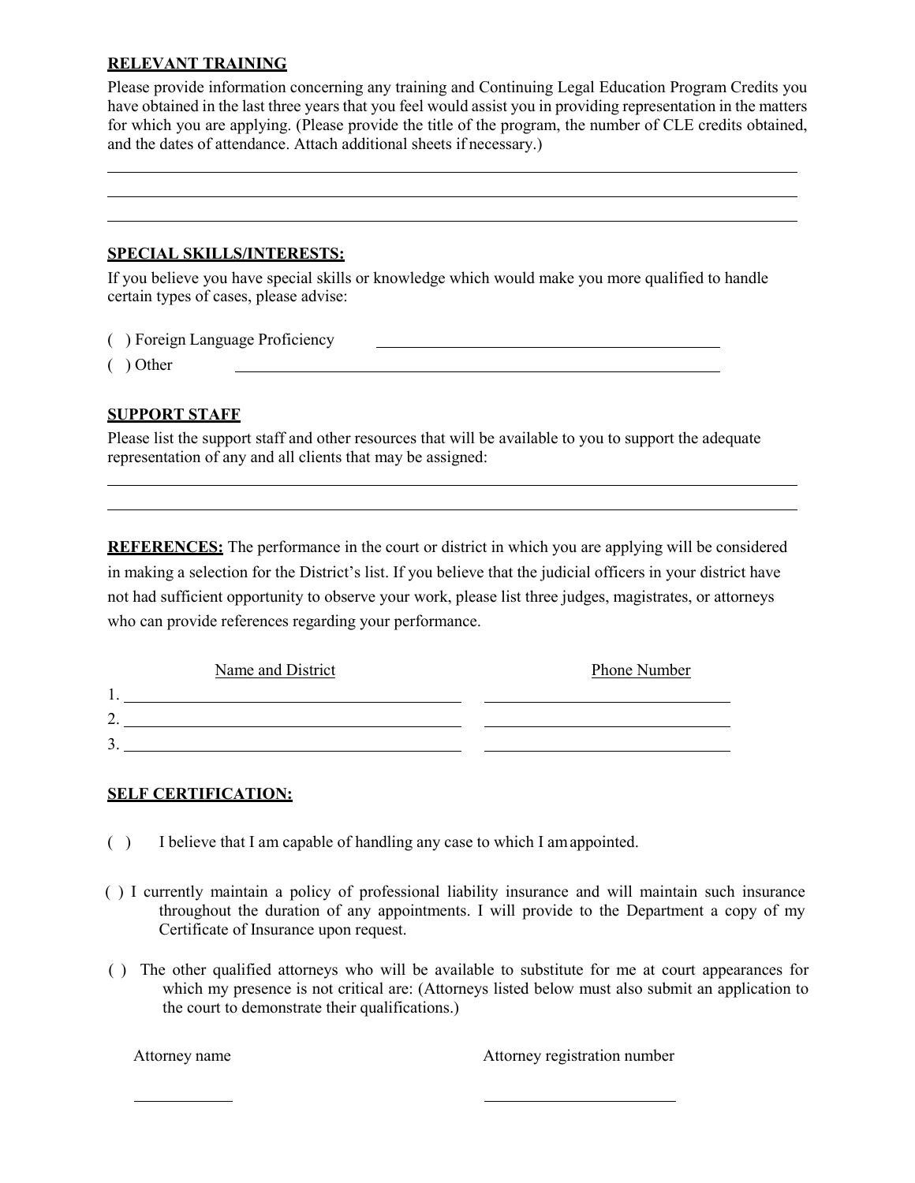**RELEVANT TRAINING**

Please provide information concerning any training and Continuing Legal Education Program Credits you have obtained in the last three years that you feel would assist you in providing representation in the matters for which you are applying. (Please provide the title of the program, the number of CLE credits obtained, and the dates of attendance. Attach additional sheets if necessary.)

______________________________________________________________________________

______________________________________________________________________________

______________________________________________________________________________

**SPECIAL SKILLS/INTERESTS:**

If you believe you have special skills or knowledge which would make you more qualified to handle certain types of cases, please advise:

( ) Foreign Language Proficiency ______________________________________

( ) Other ______________________________________________________

**SUPPORT STAFF**

Please list the support staff and other resources that will be available to you to support the adequate representation of any and all clients that may be assigned:

______________________________________________________________________________

______________________________________________________________________________

**REFERENCES:** The performance in the court or district in which you are applying will be considered in making a selection for the District's list. If you believe that the judicial officers in your district have not had sufficient opportunity to observe your work, please list three judges, magistrates, or attorneys who can provide references regarding your performance.

| | Name and District | Phone Number |
|---|---|---|
| 1. | ______________________________ | ______________________ |
| 2. | ______________________________ | ______________________ |
| 3. | ______________________________ | ______________________ |

**SELF CERTIFICATION:**

( ) I believe that I am capable of handling any case to which I am appointed.

( ) I currently maintain a policy of professional liability insurance and will maintain such insurance throughout the duration of any appointments. I will provide to the Department a copy of my Certificate of Insurance upon request.

( ) The other qualified attorneys who will be available to substitute for me at court appearances for which my presence is not critical are: (Attorneys listed below must also submit an application to the court to demonstrate their qualifications.)

| Attorney name | Attorney registration number |
|---|---|
| __________ | ______________________ |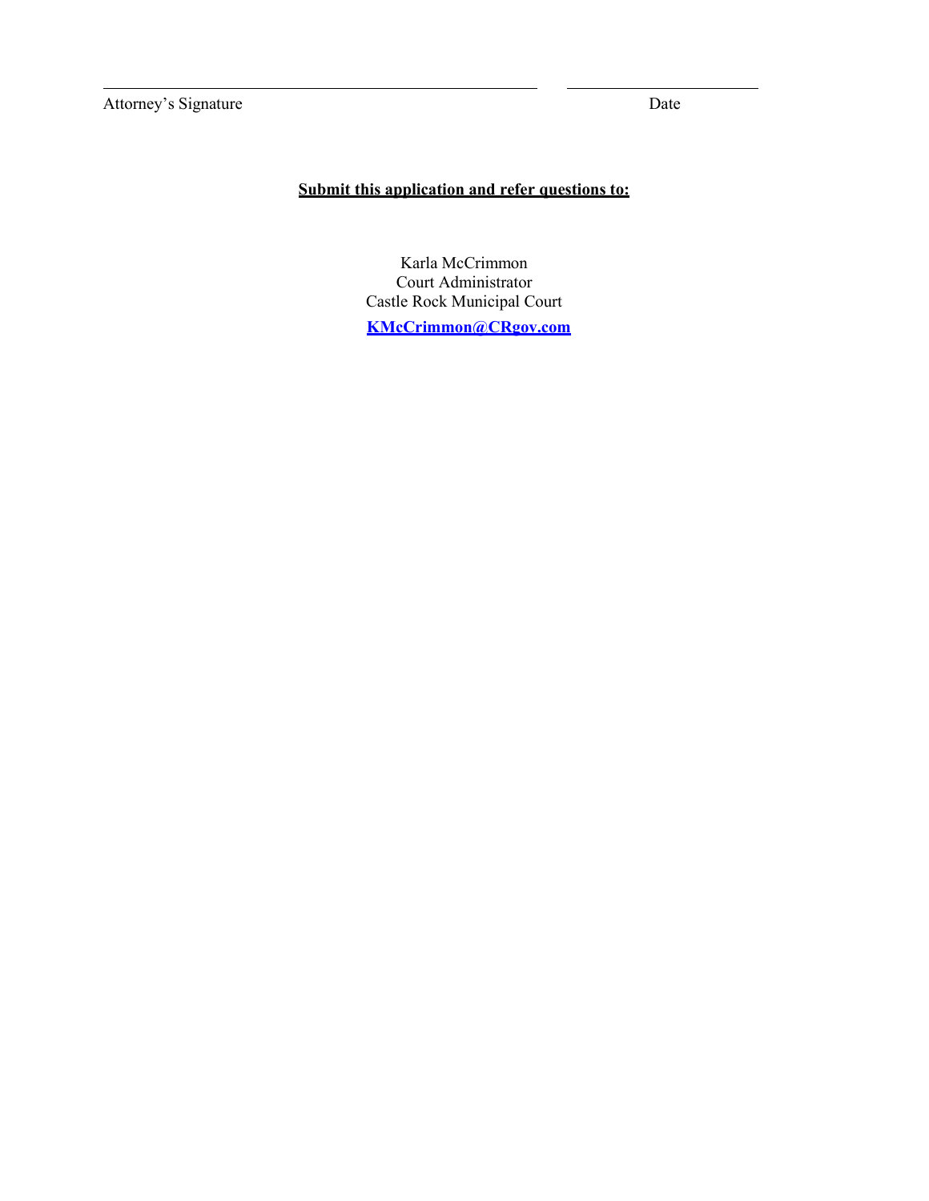\_\_\_\_\_\_\_\_\_\_\_\_\_\_\_\_\_\_\_\_\_\_\_\_\_\_\_\_\_\_\_\_\_\_\_\_\_\_\_\_\_\_\_\_\_ \_\_\_\_\_\_\_\_\_\_\_\_\_\_\_\_\_\_\_\_

Attorney's Signature Date

**Submit this application and refer questions to:**

Karla McCrimmon
Court Administrator
Castle Rock Municipal Court
**KMcCrimmon@CRgov.com**